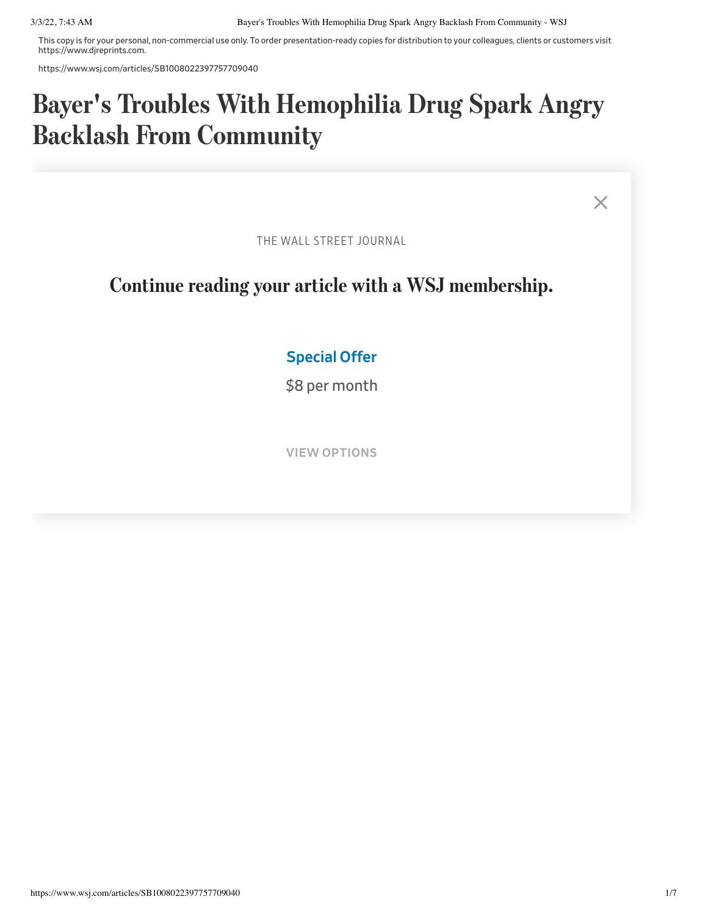This copy is for your personal, non-commercial use only. To order presentation-ready copies for distribution to your colleagues, clients or customers visit https://www.djreprints.com.

https://www.wsj.com/articles/SB1008022397757709040

# Bayer's Troubles With Hemophilia Drug Spark Angry Backlash From Community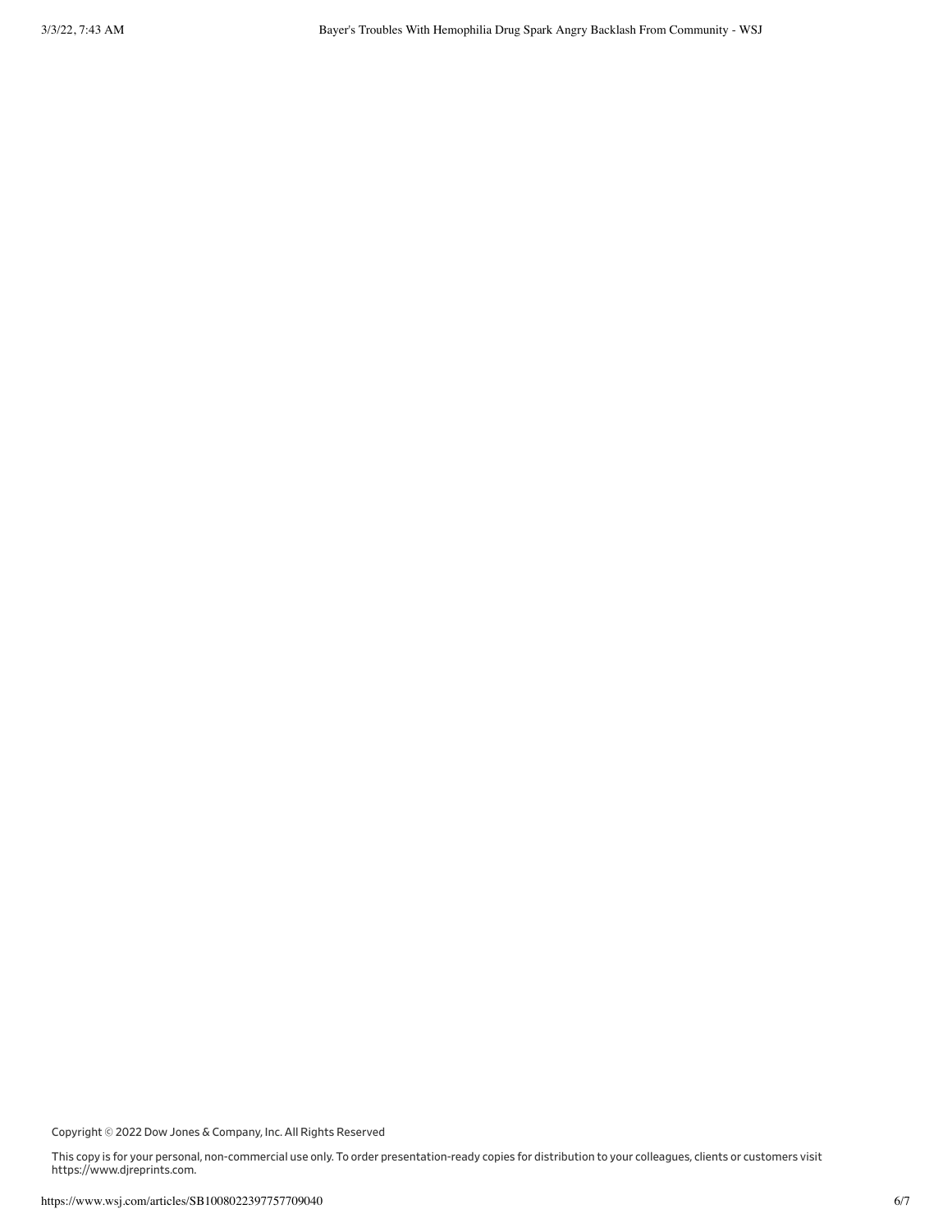Copyright © 2022 Dow Jones & Company, Inc. All Rights Reserved

This copy is for your personal, non-commercial use only. To order presentation-ready copies for distribution to your colleagues, clients or customers visit https://www.djreprints.com.